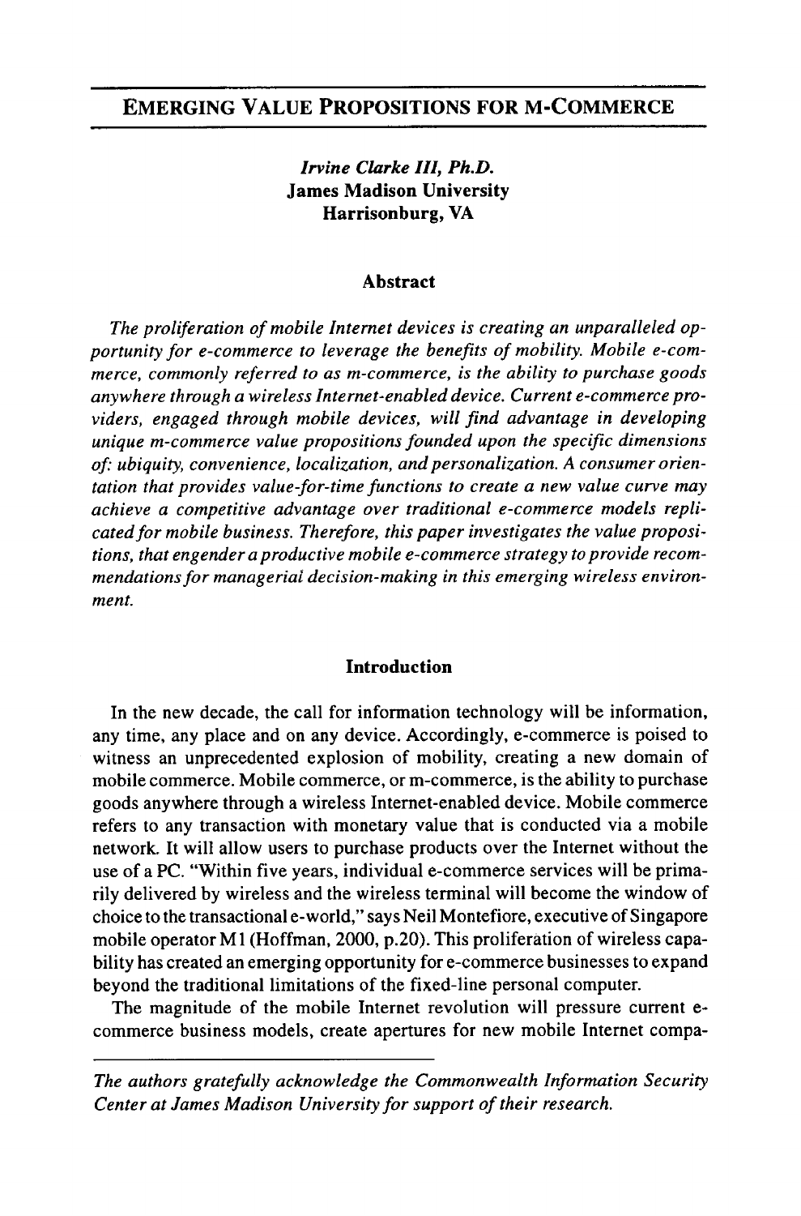# EMERGING VALUE PROPOSITIONS FOR M-COMMERCE

*Irvine Clarke III, Ph.D.*
**James Madison University**
**Harrisonburg, VA**

## Abstract

*The proliferation of mobile Internet devices is creating an unparalleled opportunity for e-commerce to leverage the benefits of mobility. Mobile e-commerce, commonly referred to as m-commerce, is the ability to purchase goods anywhere through a wireless Internet-enabled device. Current e-commerce providers, engaged through mobile devices, will find advantage in developing unique m-commerce value propositions founded upon the specific dimensions of: ubiquity, convenience, localization, and personalization. A consumer orientation that provides value-for-time functions to create a new value curve may achieve a competitive advantage over traditional e-commerce models replicated for mobile business. Therefore, this paper investigates the value propositions, that engender a productive mobile e-commerce strategy to provide recommendations for managerial decision-making in this emerging wireless environment.*

## Introduction

In the new decade, the call for information technology will be information, any time, any place and on any device. Accordingly, e-commerce is poised to witness an unprecedented explosion of mobility, creating a new domain of mobile commerce. Mobile commerce, or m-commerce, is the ability to purchase goods anywhere through a wireless Internet-enabled device. Mobile commerce refers to any transaction with monetary value that is conducted via a mobile network. It will allow users to purchase products over the Internet without the use of a PC. "Within five years, individual e-commerce services will be primarily delivered by wireless and the wireless terminal will become the window of choice to the transactional e-world," says Neil Montefiore, executive of Singapore mobile operator M1 (Hoffman, 2000, p.20). This proliferation of wireless capability has created an emerging opportunity for e-commerce businesses to expand beyond the traditional limitations of the fixed-line personal computer.

The magnitude of the mobile Internet revolution will pressure current e-commerce business models, create apertures for new mobile Internet compa-

*The authors gratefully acknowledge the Commonwealth Information Security Center at James Madison University for support of their research.*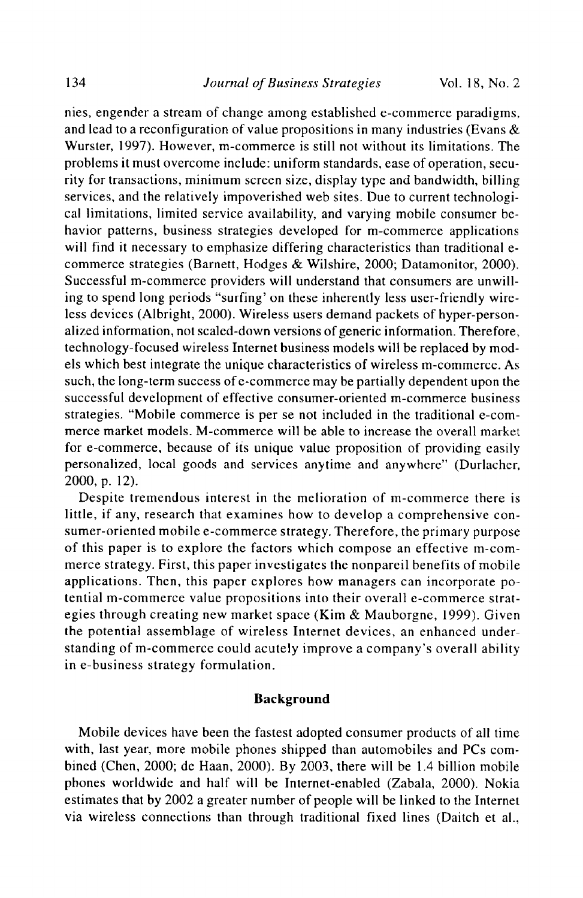nies, engender a stream of change among established e-commerce paradigms, and lead to a reconfiguration of value propositions in many industries (Evans & Wurster, 1997). However, m-commerce is still not without its limitations. The problems it must overcome include: uniform standards, ease of operation, security for transactions, minimum screen size, display type and bandwidth, billing services, and the relatively impoverished web sites. Due to current technological limitations, limited service availability, and varying mobile consumer behavior patterns, business strategies developed for m-commerce applications will find it necessary to emphasize differing characteristics than traditional e-commerce strategies (Barnett, Hodges & Wilshire, 2000; Datamonitor, 2000). Successful m-commerce providers will understand that consumers are unwilling to spend long periods "surfing' on these inherently less user-friendly wireless devices (Albright, 2000). Wireless users demand packets of hyper-personalized information, not scaled-down versions of generic information. Therefore, technology-focused wireless Internet business models will be replaced by models which best integrate the unique characteristics of wireless m-commerce. As such, the long-term success of e-commerce may be partially dependent upon the successful development of effective consumer-oriented m-commerce business strategies. "Mobile commerce is per se not included in the traditional e-commerce market models. M-commerce will be able to increase the overall market for e-commerce, because of its unique value proposition of providing easily personalized, local goods and services anytime and anywhere" (Durlacher, 2000, p. 12).

Despite tremendous interest in the melioration of m-commerce there is little, if any, research that examines how to develop a comprehensive consumer-oriented mobile e-commerce strategy. Therefore, the primary purpose of this paper is to explore the factors which compose an effective m-commerce strategy. First, this paper investigates the nonpareil benefits of mobile applications. Then, this paper explores how managers can incorporate potential m-commerce value propositions into their overall e-commerce strategies through creating new market space (Kim & Mauborgne, 1999). Given the potential assemblage of wireless Internet devices, an enhanced understanding of m-commerce could acutely improve a company's overall ability in e-business strategy formulation.

## Background

Mobile devices have been the fastest adopted consumer products of all time with, last year, more mobile phones shipped than automobiles and PCs combined (Chen, 2000; de Haan, 2000). By 2003, there will be 1.4 billion mobile phones worldwide and half will be Internet-enabled (Zabala, 2000). Nokia estimates that by 2002 a greater number of people will be linked to the Internet via wireless connections than through traditional fixed lines (Daitch et al.,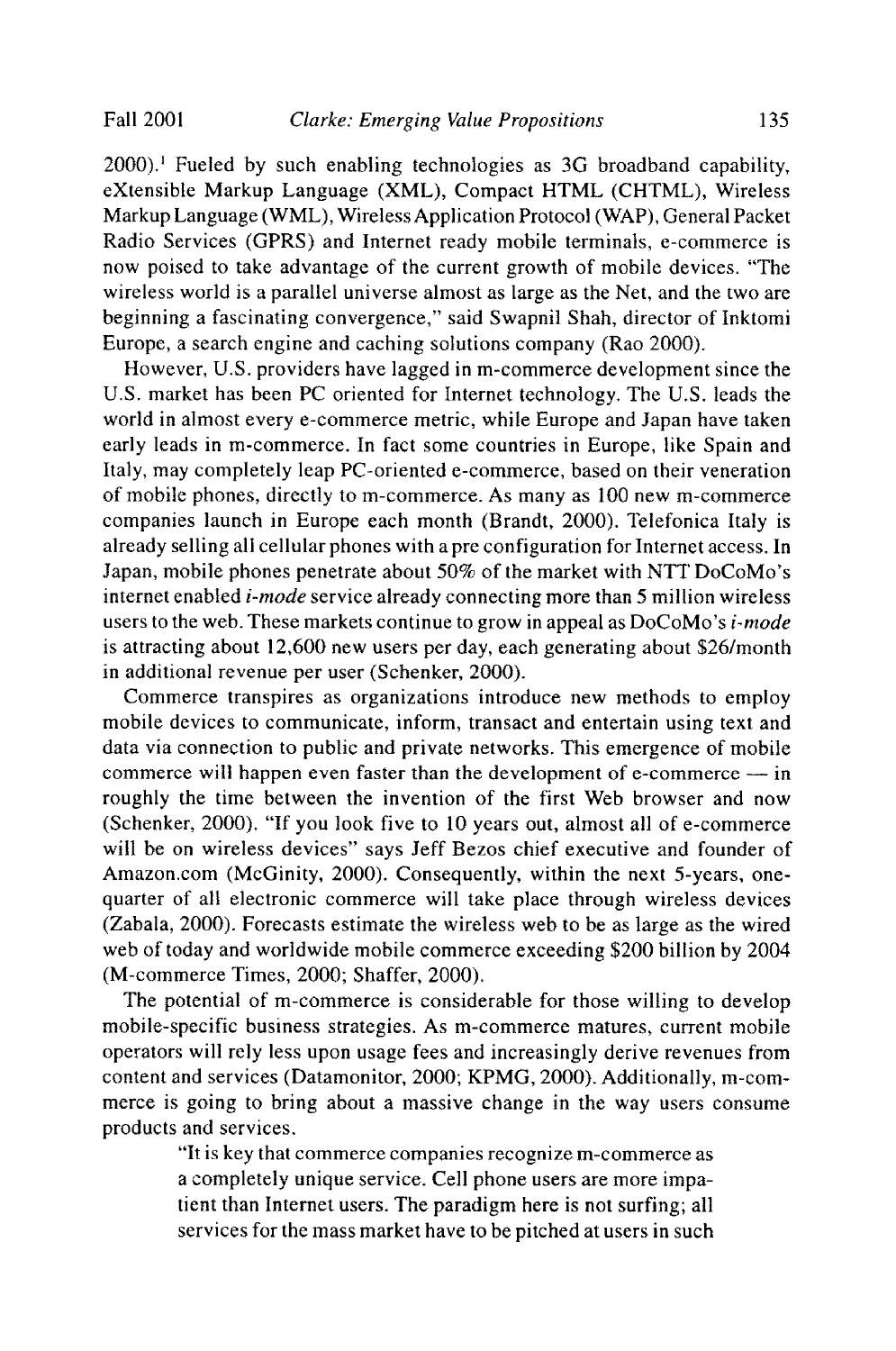2000).[1] Fueled by such enabling technologies as 3G broadband capability, eXtensible Markup Language (XML), Compact HTML (CHTML), Wireless Markup Language (WML), Wireless Application Protocol (WAP), General Packet Radio Services (GPRS) and Internet ready mobile terminals, e-commerce is now poised to take advantage of the current growth of mobile devices. "The wireless world is a parallel universe almost as large as the Net, and the two are beginning a fascinating convergence," said Swapnil Shah, director of Inktomi Europe, a search engine and caching solutions company (Rao 2000).

However, U.S. providers have lagged in m-commerce development since the U.S. market has been PC oriented for Internet technology. The U.S. leads the world in almost every e-commerce metric, while Europe and Japan have taken early leads in m-commerce. In fact some countries in Europe, like Spain and Italy, may completely leap PC-oriented e-commerce, based on their veneration of mobile phones, directly to m-commerce. As many as 100 new m-commerce companies launch in Europe each month (Brandt, 2000). Telefonica Italy is already selling all cellular phones with a pre configuration for Internet access. In Japan, mobile phones penetrate about 50% of the market with NTT DoCoMo's internet enabled *i-mode* service already connecting more than 5 million wireless users to the web. These markets continue to grow in appeal as DoCoMo's *i-mode* is attracting about 12,600 new users per day, each generating about $26/month in additional revenue per user (Schenker, 2000).

Commerce transpires as organizations introduce new methods to employ mobile devices to communicate, inform, transact and entertain using text and data via connection to public and private networks. This emergence of mobile commerce will happen even faster than the development of e-commerce — in roughly the time between the invention of the first Web browser and now (Schenker, 2000). "If you look five to 10 years out, almost all of e-commerce will be on wireless devices" says Jeff Bezos chief executive and founder of Amazon.com (McGinity, 2000). Consequently, within the next 5-years, one-quarter of all electronic commerce will take place through wireless devices (Zabala, 2000). Forecasts estimate the wireless web to be as large as the wired web of today and worldwide mobile commerce exceeding $200 billion by 2004 (M-commerce Times, 2000; Shaffer, 2000).

The potential of m-commerce is considerable for those willing to develop mobile-specific business strategies. As m-commerce matures, current mobile operators will rely less upon usage fees and increasingly derive revenues from content and services (Datamonitor, 2000; KPMG, 2000). Additionally, m-commerce is going to bring about a massive change in the way users consume products and services.

> "It is key that commerce companies recognize m-commerce as a completely unique service. Cell phone users are more impatient than Internet users. The paradigm here is not surfing; all services for the mass market have to be pitched at users in such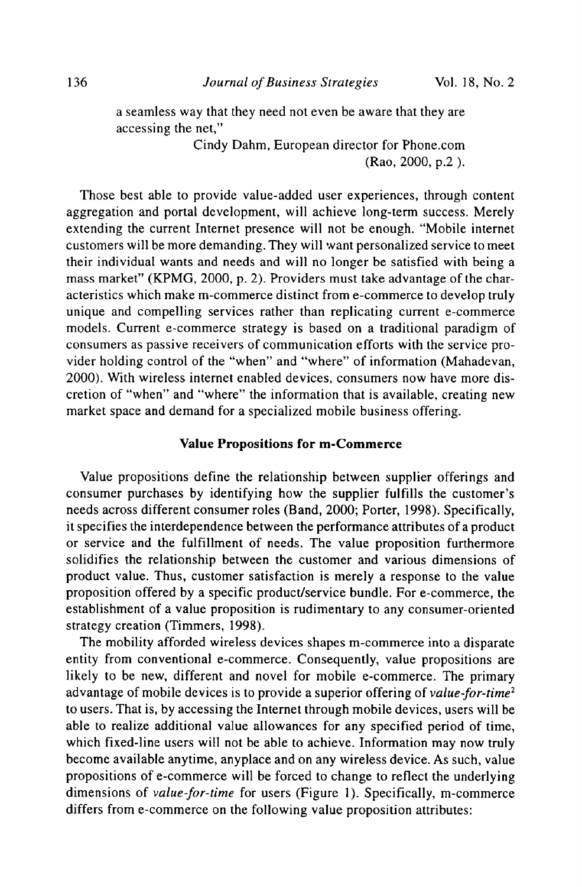a seamless way that they need not even be aware that they are accessing the net,"

Cindy Dahm, European director for Phone.com (Rao, 2000, p.2 ).

Those best able to provide value-added user experiences, through content aggregation and portal development, will achieve long-term success. Merely extending the current Internet presence will not be enough. "Mobile internet customers will be more demanding. They will want personalized service to meet their individual wants and needs and will no longer be satisfied with being a mass market" (KPMG, 2000, p. 2). Providers must take advantage of the characteristics which make m-commerce distinct from e-commerce to develop truly unique and compelling services rather than replicating current e-commerce models. Current e-commerce strategy is based on a traditional paradigm of consumers as passive receivers of communication efforts with the service provider holding control of the "when" and "where" of information (Mahadevan, 2000). With wireless internet enabled devices, consumers now have more discretion of "when" and "where" the information that is available, creating new market space and demand for a specialized mobile business offering.

## Value Propositions for m-Commerce

Value propositions define the relationship between supplier offerings and consumer purchases by identifying how the supplier fulfills the customer's needs across different consumer roles (Band, 2000; Porter, 1998). Specifically, it specifies the interdependence between the performance attributes of a product or service and the fulfillment of needs. The value proposition furthermore solidifies the relationship between the customer and various dimensions of product value. Thus, customer satisfaction is merely a response to the value proposition offered by a specific product/service bundle. For e-commerce, the establishment of a value proposition is rudimentary to any consumer-oriented strategy creation (Timmers, 1998).

The mobility afforded wireless devices shapes m-commerce into a disparate entity from conventional e-commerce. Consequently, value propositions are likely to be new, different and novel for mobile e-commerce. The primary advantage of mobile devices is to provide a superior offering of *value-for-time*[2] to users. That is, by accessing the Internet through mobile devices, users will be able to realize additional value allowances for any specified period of time, which fixed-line users will not be able to achieve. Information may now truly become available anytime, anyplace and on any wireless device. As such, value propositions of e-commerce will be forced to change to reflect the underlying dimensions of *value-for-time* for users (Figure 1). Specifically, m-commerce differs from e-commerce on the following value proposition attributes: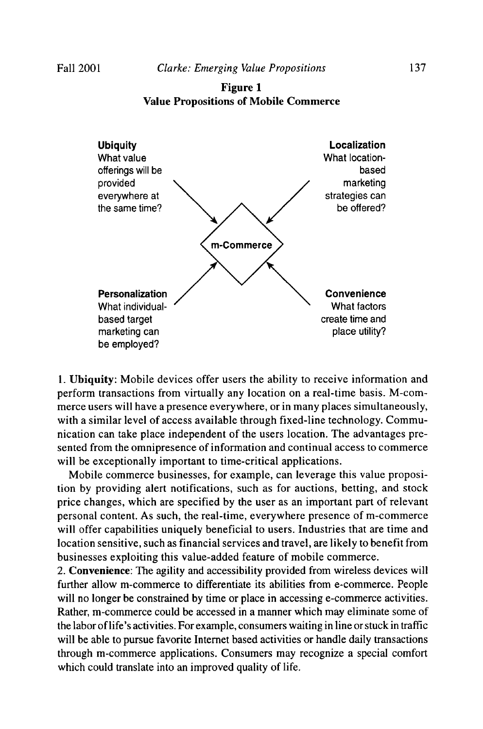**Figure 1**
**Value Propositions of Mobile Commerce**

**Ubiquity**
What value offerings will be provided everywhere at the same time?

**Localization**
What location-based marketing strategies can be offered?

m-Commerce

**Personalization**
What individual-based target marketing can be employed?

**Convenience**
What factors create time and place utility?

1. **Ubiquity**: Mobile devices offer users the ability to receive information and perform transactions from virtually any location on a real-time basis. M-commerce users will have a presence everywhere, or in many places simultaneously, with a similar level of access available through fixed-line technology. Communication can take place independent of the users location. The advantages presented from the omnipresence of information and continual access to commerce will be exceptionally important to time-critical applications.

Mobile commerce businesses, for example, can leverage this value proposition by providing alert notifications, such as for auctions, betting, and stock price changes, which are specified by the user as an important part of relevant personal content. As such, the real-time, everywhere presence of m-commerce will offer capabilities uniquely beneficial to users. Industries that are time and location sensitive, such as financial services and travel, are likely to benefit from businesses exploiting this value-added feature of mobile commerce.

2. **Convenience**: The agility and accessibility provided from wireless devices will further allow m-commerce to differentiate its abilities from e-commerce. People will no longer be constrained by time or place in accessing e-commerce activities. Rather, m-commerce could be accessed in a manner which may eliminate some of the labor of life's activities. For example, consumers waiting in line or stuck in traffic will be able to pursue favorite Internet based activities or handle daily transactions through m-commerce applications. Consumers may recognize a special comfort which could translate into an improved quality of life.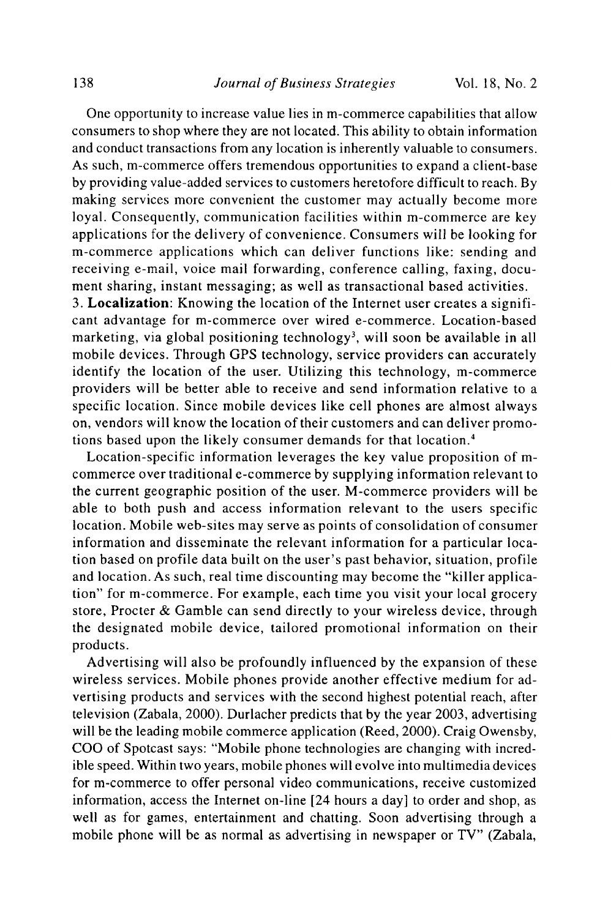One opportunity to increase value lies in m-commerce capabilities that allow consumers to shop where they are not located. This ability to obtain information and conduct transactions from any location is inherently valuable to consumers. As such, m-commerce offers tremendous opportunities to expand a client-base by providing value-added services to customers heretofore difficult to reach. By making services more convenient the customer may actually become more loyal. Consequently, communication facilities within m-commerce are key applications for the delivery of convenience. Consumers will be looking for m-commerce applications which can deliver functions like: sending and receiving e-mail, voice mail forwarding, conference calling, faxing, document sharing, instant messaging; as well as transactional based activities.

3. **Localization**: Knowing the location of the Internet user creates a significant advantage for m-commerce over wired e-commerce. Location-based marketing, via global positioning technology[3], will soon be available in all mobile devices. Through GPS technology, service providers can accurately identify the location of the user. Utilizing this technology, m-commerce providers will be better able to receive and send information relative to a specific location. Since mobile devices like cell phones are almost always on, vendors will know the location of their customers and can deliver promotions based upon the likely consumer demands for that location.[4]

Location-specific information leverages the key value proposition of m-commerce over traditional e-commerce by supplying information relevant to the current geographic position of the user. M-commerce providers will be able to both push and access information relevant to the users specific location. Mobile web-sites may serve as points of consolidation of consumer information and disseminate the relevant information for a particular location based on profile data built on the user's past behavior, situation, profile and location. As such, real time discounting may become the "killer application" for m-commerce. For example, each time you visit your local grocery store, Procter & Gamble can send directly to your wireless device, through the designated mobile device, tailored promotional information on their products.

Advertising will also be profoundly influenced by the expansion of these wireless services. Mobile phones provide another effective medium for advertising products and services with the second highest potential reach, after television (Zabala, 2000). Durlacher predicts that by the year 2003, advertising will be the leading mobile commerce application (Reed, 2000). Craig Owensby, COO of Spotcast says: "Mobile phone technologies are changing with incredible speed. Within two years, mobile phones will evolve into multimedia devices for m-commerce to offer personal video communications, receive customized information, access the Internet on-line [24 hours a day] to order and shop, as well as for games, entertainment and chatting. Soon advertising through a mobile phone will be as normal as advertising in newspaper or TV" (Zabala,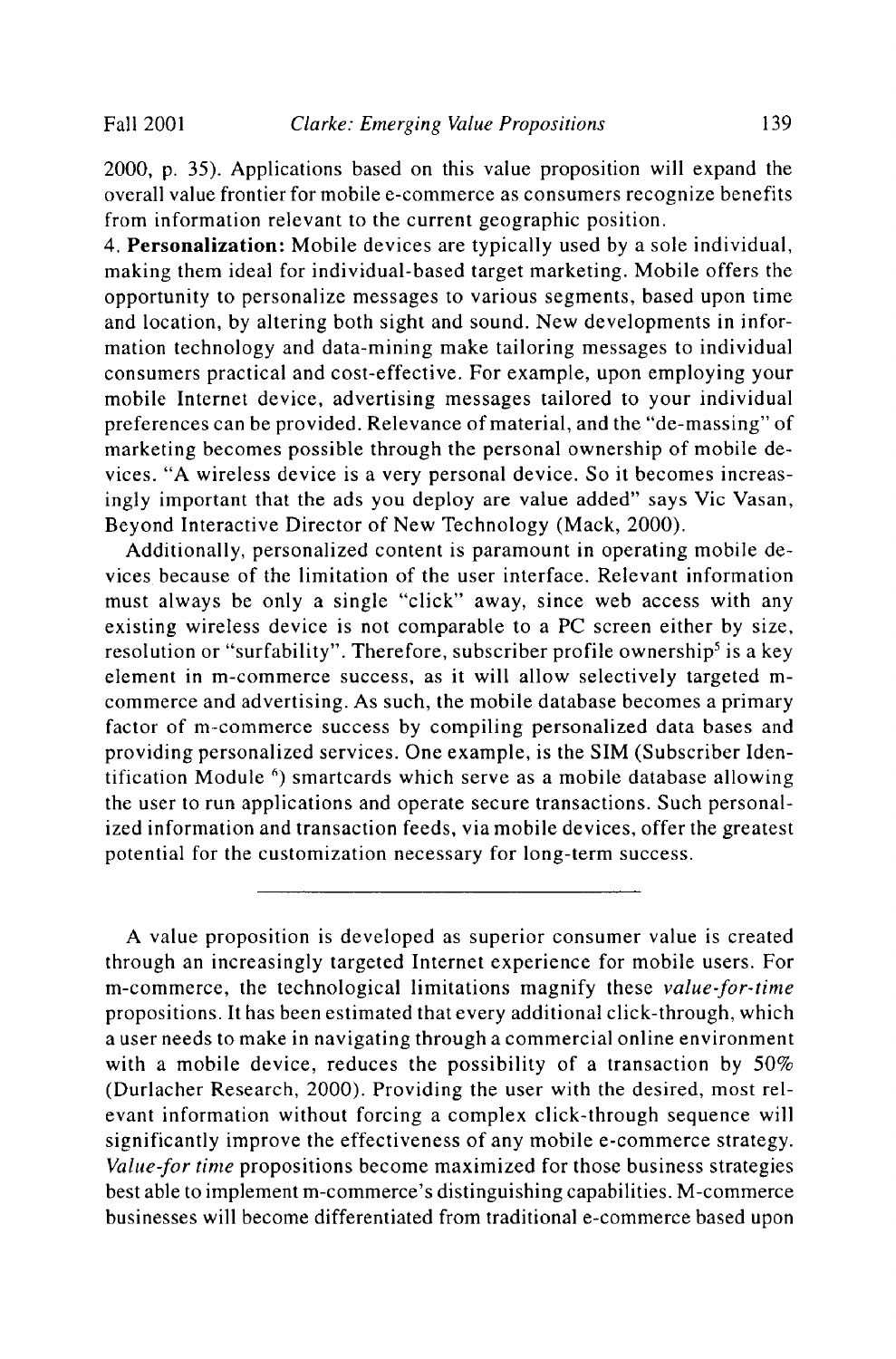2000, p. 35). Applications based on this value proposition will expand the overall value frontier for mobile e-commerce as consumers recognize benefits from information relevant to the current geographic position.

4. **Personalization:** Mobile devices are typically used by a sole individual, making them ideal for individual-based target marketing. Mobile offers the opportunity to personalize messages to various segments, based upon time and location, by altering both sight and sound. New developments in information technology and data-mining make tailoring messages to individual consumers practical and cost-effective. For example, upon employing your mobile Internet device, advertising messages tailored to your individual preferences can be provided. Relevance of material, and the "de-massing" of marketing becomes possible through the personal ownership of mobile devices. "A wireless device is a very personal device. So it becomes increasingly important that the ads you deploy are value added" says Vic Vasan, Beyond Interactive Director of New Technology (Mack, 2000).

Additionally, personalized content is paramount in operating mobile devices because of the limitation of the user interface. Relevant information must always be only a single "click" away, since web access with any existing wireless device is not comparable to a PC screen either by size, resolution or "surfability". Therefore, subscriber profile ownership[5] is a key element in m-commerce success, as it will allow selectively targeted m-commerce and advertising. As such, the mobile database becomes a primary factor of m-commerce success by compiling personalized data bases and providing personalized services. One example, is the SIM (Subscriber Identification Module [6]) smartcards which serve as a mobile database allowing the user to run applications and operate secure transactions. Such personalized information and transaction feeds, via mobile devices, offer the greatest potential for the customization necessary for long-term success.

---

A value proposition is developed as superior consumer value is created through an increasingly targeted Internet experience for mobile users. For m-commerce, the technological limitations magnify these *value-for-time* propositions. It has been estimated that every additional click-through, which a user needs to make in navigating through a commercial online environment with a mobile device, reduces the possibility of a transaction by 50% (Durlacher Research, 2000). Providing the user with the desired, most relevant information without forcing a complex click-through sequence will significantly improve the effectiveness of any mobile e-commerce strategy. *Value-for time* propositions become maximized for those business strategies best able to implement m-commerce's distinguishing capabilities. M-commerce businesses will become differentiated from traditional e-commerce based upon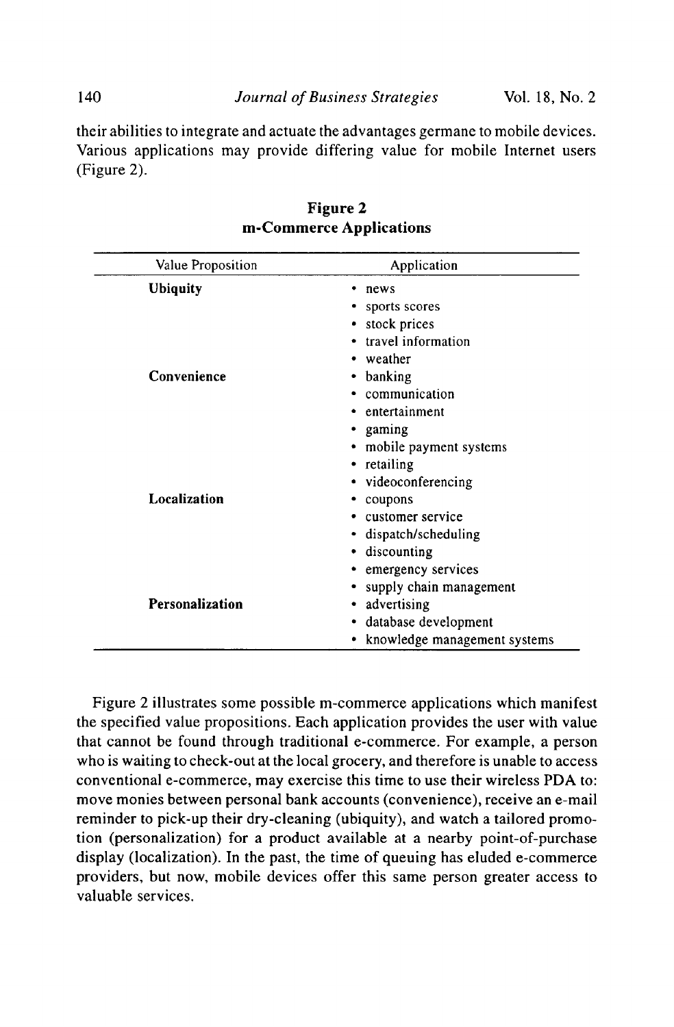their abilities to integrate and actuate the advantages germane to mobile devices. Various applications may provide differing value for mobile Internet users (Figure 2).

**Figure 2**
**m-Commerce Applications**

| Value Proposition | Application |
| --- | --- |
| **Ubiquity** | • news<br>• sports scores<br>• stock prices<br>• travel information<br>• weather |
| **Convenience** | • banking<br>• communication<br>• entertainment<br>• gaming<br>• mobile payment systems<br>• retailing<br>• videoconferencing |
| **Localization** | • coupons<br>• customer service<br>• dispatch/scheduling<br>• discounting<br>• emergency services<br>• supply chain management |
| **Personalization** | • advertising<br>• database development<br>• knowledge management systems |

Figure 2 illustrates some possible m-commerce applications which manifest the specified value propositions. Each application provides the user with value that cannot be found through traditional e-commerce. For example, a person who is waiting to check-out at the local grocery, and therefore is unable to access conventional e-commerce, may exercise this time to use their wireless PDA to: move monies between personal bank accounts (convenience), receive an e-mail reminder to pick-up their dry-cleaning (ubiquity), and watch a tailored promotion (personalization) for a product available at a nearby point-of-purchase display (localization). In the past, the time of queuing has eluded e-commerce providers, but now, mobile devices offer this same person greater access to valuable services.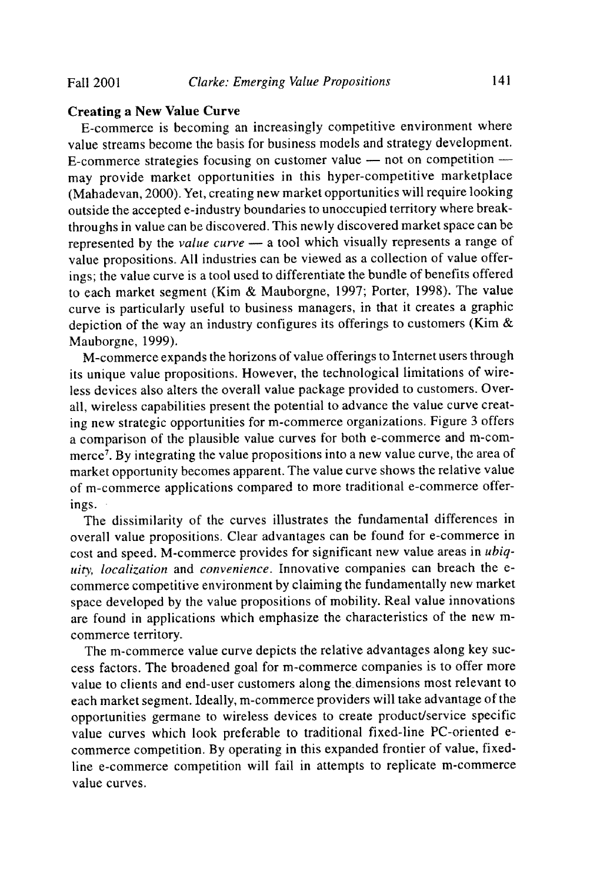### Creating a New Value Curve

E-commerce is becoming an increasingly competitive environment where value streams become the basis for business models and strategy development. E-commerce strategies focusing on customer value — not on competition — may provide market opportunities in this hyper-competitive marketplace (Mahadevan, 2000). Yet, creating new market opportunities will require looking outside the accepted e-industry boundaries to unoccupied territory where breakthroughs in value can be discovered. This newly discovered market space can be represented by the *value curve* — a tool which visually represents a range of value propositions. All industries can be viewed as a collection of value offerings; the value curve is a tool used to differentiate the bundle of benefits offered to each market segment (Kim & Mauborgne, 1997; Porter, 1998). The value curve is particularly useful to business managers, in that it creates a graphic depiction of the way an industry configures its offerings to customers (Kim & Mauborgne, 1999).

M-commerce expands the horizons of value offerings to Internet users through its unique value propositions. However, the technological limitations of wireless devices also alters the overall value package provided to customers. Overall, wireless capabilities present the potential to advance the value curve creating new strategic opportunities for m-commerce organizations. Figure 3 offers a comparison of the plausible value curves for both e-commerce and m-commerce[7]. By integrating the value propositions into a new value curve, the area of market opportunity becomes apparent. The value curve shows the relative value of m-commerce applications compared to more traditional e-commerce offerings.

The dissimilarity of the curves illustrates the fundamental differences in overall value propositions. Clear advantages can be found for e-commerce in cost and speed. M-commerce provides for significant new value areas in *ubiquity, localization* and *convenience*. Innovative companies can breach the e-commerce competitive environment by claiming the fundamentally new market space developed by the value propositions of mobility. Real value innovations are found in applications which emphasize the characteristics of the new m-commerce territory.

The m-commerce value curve depicts the relative advantages along key success factors. The broadened goal for m-commerce companies is to offer more value to clients and end-user customers along the dimensions most relevant to each market segment. Ideally, m-commerce providers will take advantage of the opportunities germane to wireless devices to create product/service specific value curves which look preferable to traditional fixed-line PC-oriented e-commerce competition. By operating in this expanded frontier of value, fixed-line e-commerce competition will fail in attempts to replicate m-commerce value curves.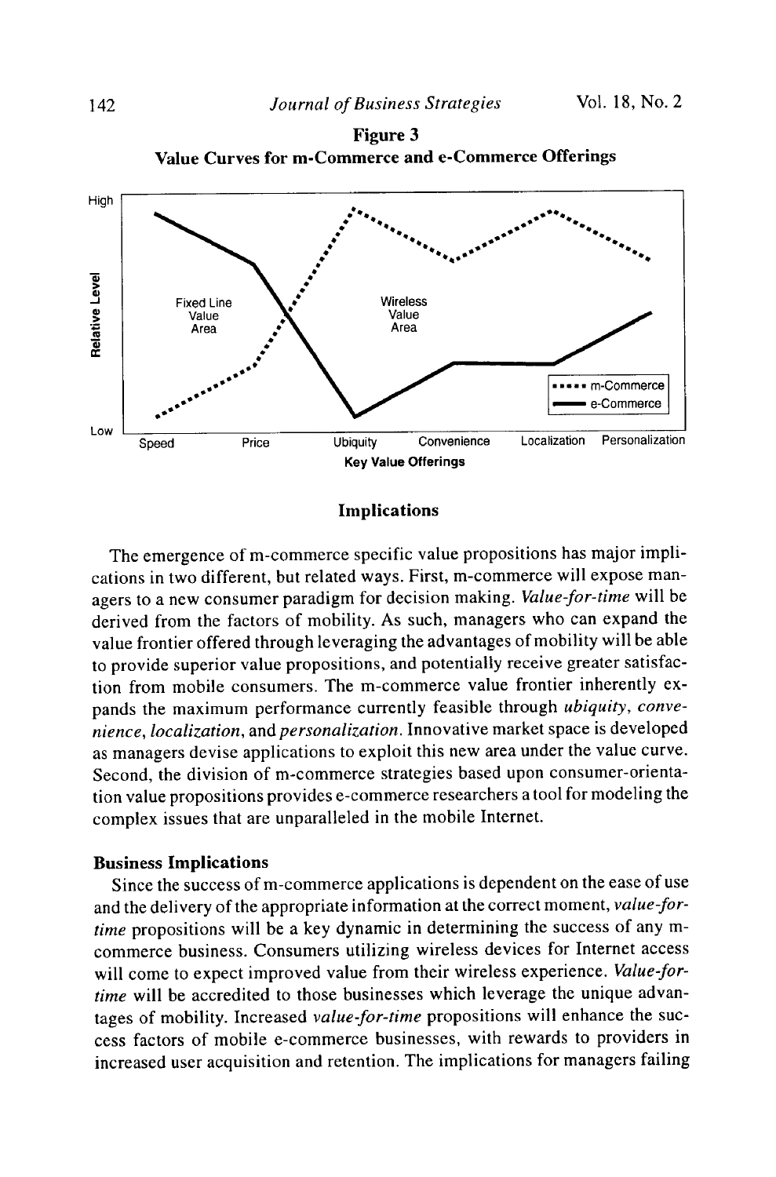**Figure 3**
**Value Curves for m-Commerce and e-Commerce Offerings**

## Implications

The emergence of m-commerce specific value propositions has major implications in two different, but related ways. First, m-commerce will expose managers to a new consumer paradigm for decision making. *Value-for-time* will be derived from the factors of mobility. As such, managers who can expand the value frontier offered through leveraging the advantages of mobility will be able to provide superior value propositions, and potentially receive greater satisfaction from mobile consumers. The m-commerce value frontier inherently expands the maximum performance currently feasible through *ubiquity*, *convenience*, *localization*, and *personalization*. Innovative market space is developed as managers devise applications to exploit this new area under the value curve. Second, the division of m-commerce strategies based upon consumer-orientation value propositions provides e-commerce researchers a tool for modeling the complex issues that are unparalleled in the mobile Internet.

### Business Implications

Since the success of m-commerce applications is dependent on the ease of use and the delivery of the appropriate information at the correct moment, *value-for-time* propositions will be a key dynamic in determining the success of any m-commerce business. Consumers utilizing wireless devices for Internet access will come to expect improved value from their wireless experience. *Value-for-time* will be accredited to those businesses which leverage the unique advantages of mobility. Increased *value-for-time* propositions will enhance the success factors of mobile e-commerce businesses, with rewards to providers in increased user acquisition and retention. The implications for managers failing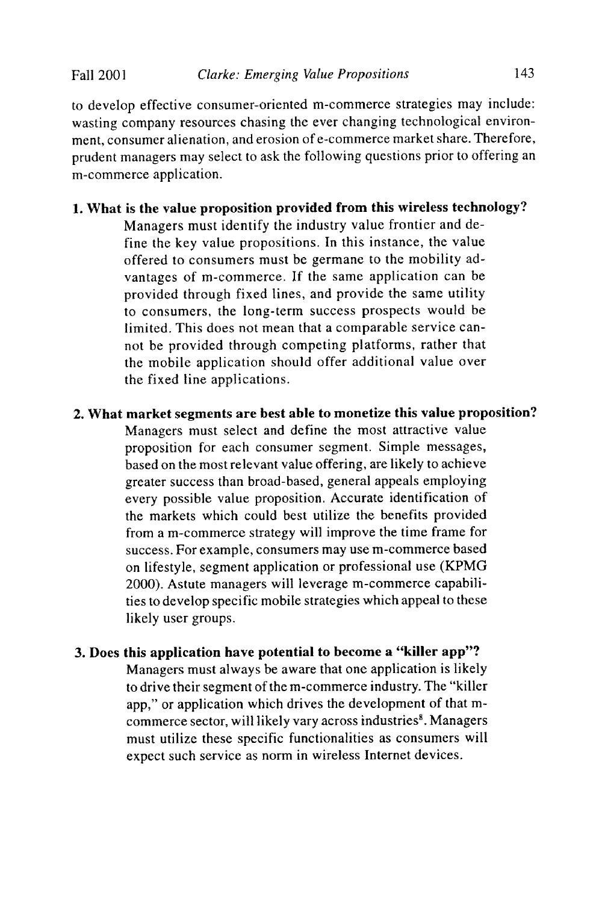to develop effective consumer-oriented m-commerce strategies may include: wasting company resources chasing the ever changing technological environment, consumer alienation, and erosion of e-commerce market share. Therefore, prudent managers may select to ask the following questions prior to offering an m-commerce application.

**1. What is the value proposition provided from this wireless technology?**

Managers must identify the industry value frontier and define the key value propositions. In this instance, the value offered to consumers must be germane to the mobility advantages of m-commerce. If the same application can be provided through fixed lines, and provide the same utility to consumers, the long-term success prospects would be limited. This does not mean that a comparable service cannot be provided through competing platforms, rather that the mobile application should offer additional value over the fixed line applications.

**2. What market segments are best able to monetize this value proposition?**

Managers must select and define the most attractive value proposition for each consumer segment. Simple messages, based on the most relevant value offering, are likely to achieve greater success than broad-based, general appeals employing every possible value proposition. Accurate identification of the markets which could best utilize the benefits provided from a m-commerce strategy will improve the time frame for success. For example, consumers may use m-commerce based on lifestyle, segment application or professional use (KPMG 2000). Astute managers will leverage m-commerce capabilities to develop specific mobile strategies which appeal to these likely user groups.

**3. Does this application have potential to become a "killer app"?**

Managers must always be aware that one application is likely to drive their segment of the m-commerce industry. The "killer app," or application which drives the development of that m-commerce sector, will likely vary across industries[8]. Managers must utilize these specific functionalities as consumers will expect such service as norm in wireless Internet devices.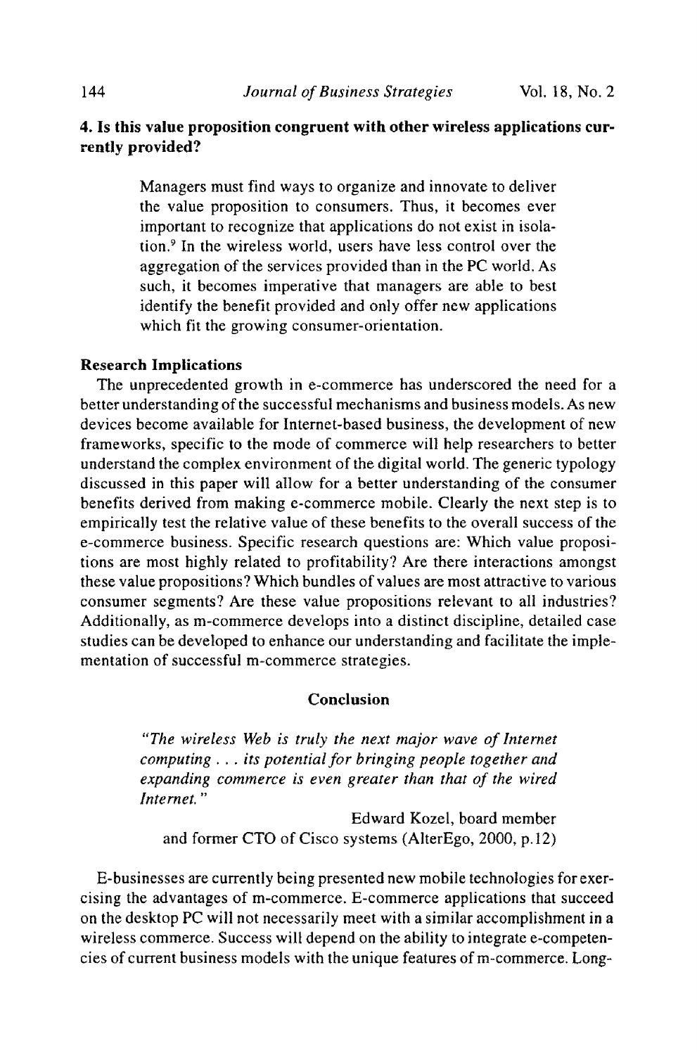**4. Is this value proposition congruent with other wireless applications currently provided?**

> Managers must find ways to organize and innovate to deliver the value proposition to consumers. Thus, it becomes ever important to recognize that applications do not exist in isolation.[9] In the wireless world, users have less control over the aggregation of the services provided than in the PC world. As such, it becomes imperative that managers are able to best identify the benefit provided and only offer new applications which fit the growing consumer-orientation.

**Research Implications**

The unprecedented growth in e-commerce has underscored the need for a better understanding of the successful mechanisms and business models. As new devices become available for Internet-based business, the development of new frameworks, specific to the mode of commerce will help researchers to better understand the complex environment of the digital world. The generic typology discussed in this paper will allow for a better understanding of the consumer benefits derived from making e-commerce mobile. Clearly the next step is to empirically test the relative value of these benefits to the overall success of the e-commerce business. Specific research questions are: Which value propositions are most highly related to profitability? Are there interactions amongst these value propositions? Which bundles of values are most attractive to various consumer segments? Are these value propositions relevant to all industries? Additionally, as m-commerce develops into a distinct discipline, detailed case studies can be developed to enhance our understanding and facilitate the implementation of successful m-commerce strategies.

## Conclusion

> *"The wireless Web is truly the next major wave of Internet computing . . . its potential for bringing people together and expanding commerce is even greater than that of the wired Internet."*
>
> Edward Kozel, board member
> and former CTO of Cisco systems (AlterEgo, 2000, p.12)

E-businesses are currently being presented new mobile technologies for exercising the advantages of m-commerce. E-commerce applications that succeed on the desktop PC will not necessarily meet with a similar accomplishment in a wireless commerce. Success will depend on the ability to integrate e-competencies of current business models with the unique features of m-commerce. Long-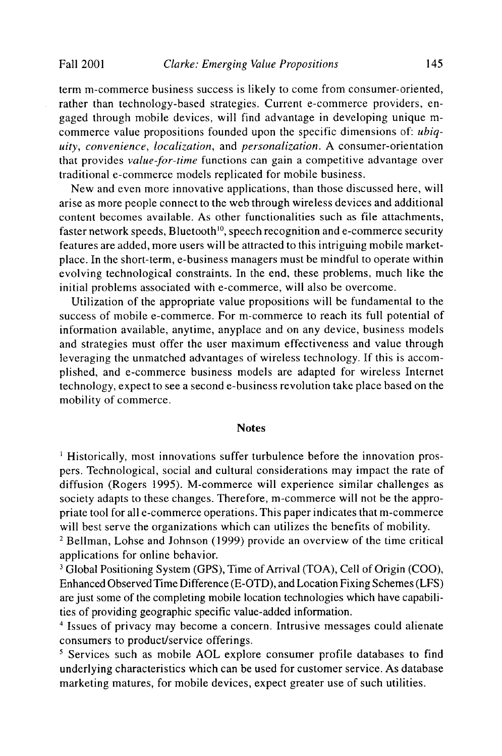term m-commerce business success is likely to come from consumer-oriented, rather than technology-based strategies. Current e-commerce providers, engaged through mobile devices, will find advantage in developing unique m-commerce value propositions founded upon the specific dimensions of: *ubiquity*, *convenience*, *localization*, and *personalization*. A consumer-orientation that provides *value-for-time* functions can gain a competitive advantage over traditional e-commerce models replicated for mobile business.

New and even more innovative applications, than those discussed here, will arise as more people connect to the web through wireless devices and additional content becomes available. As other functionalities such as file attachments, faster network speeds, Bluetooth[10], speech recognition and e-commerce security features are added, more users will be attracted to this intriguing mobile marketplace. In the short-term, e-business managers must be mindful to operate within evolving technological constraints. In the end, these problems, much like the initial problems associated with e-commerce, will also be overcome.

Utilization of the appropriate value propositions will be fundamental to the success of mobile e-commerce. For m-commerce to reach its full potential of information available, anytime, anyplace and on any device, business models and strategies must offer the user maximum effectiveness and value through leveraging the unmatched advantages of wireless technology. If this is accomplished, and e-commerce business models are adapted for wireless Internet technology, expect to see a second e-business revolution take place based on the mobility of commerce.

## Notes

[1] Historically, most innovations suffer turbulence before the innovation prospers. Technological, social and cultural considerations may impact the rate of diffusion (Rogers 1995). M-commerce will experience similar challenges as society adapts to these changes. Therefore, m-commerce will not be the appropriate tool for all e-commerce operations. This paper indicates that m-commerce will best serve the organizations which can utilizes the benefits of mobility.

[2] Bellman, Lohse and Johnson (1999) provide an overview of the time critical applications for online behavior.

[3] Global Positioning System (GPS), Time of Arrival (TOA), Cell of Origin (COO), Enhanced Observed Time Difference (E-OTD), and Location Fixing Schemes (LFS) are just some of the completing mobile location technologies which have capabilities of providing geographic specific value-added information.

[4] Issues of privacy may become a concern. Intrusive messages could alienate consumers to product/service offerings.

[5] Services such as mobile AOL explore consumer profile databases to find underlying characteristics which can be used for customer service. As database marketing matures, for mobile devices, expect greater use of such utilities.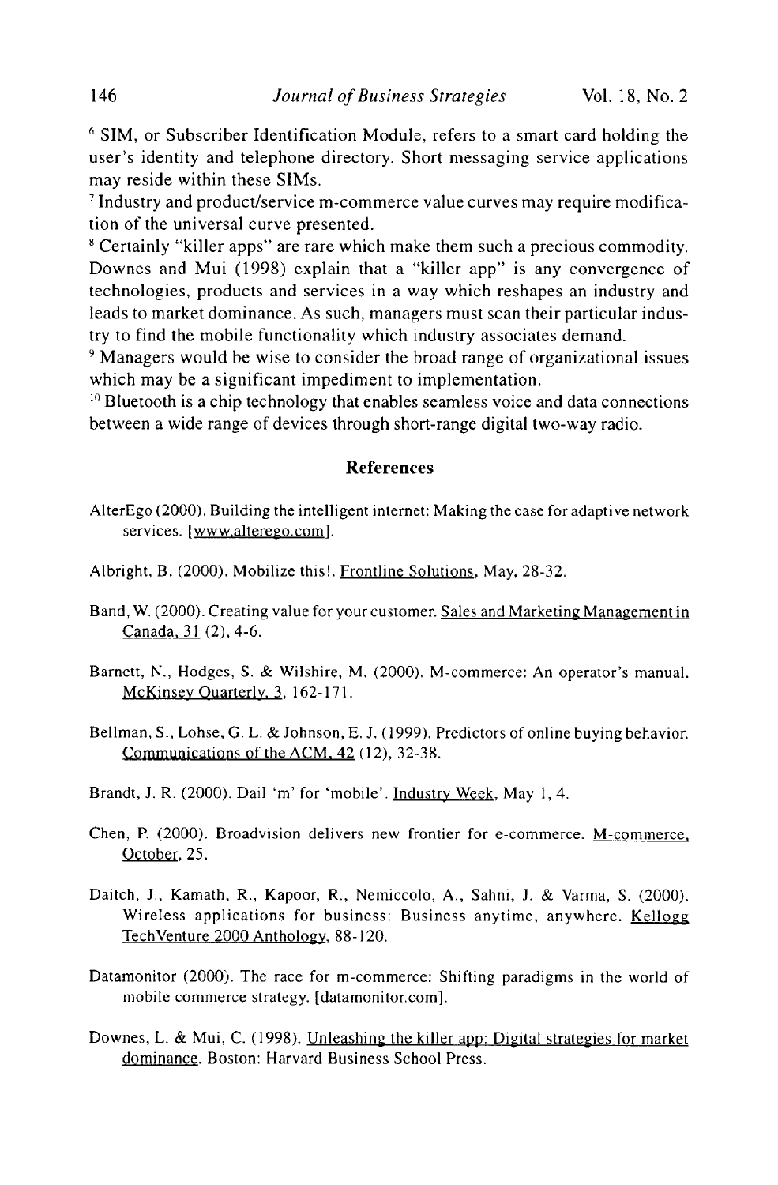[6] SIM, or Subscriber Identification Module, refers to a smart card holding the user's identity and telephone directory. Short messaging service applications may reside within these SIMs.

[7] Industry and product/service m-commerce value curves may require modification of the universal curve presented.

[8] Certainly "killer apps" are rare which make them such a precious commodity. Downes and Mui (1998) explain that a "killer app" is any convergence of technologies, products and services in a way which reshapes an industry and leads to market dominance. As such, managers must scan their particular industry to find the mobile functionality which industry associates demand.

[9] Managers would be wise to consider the broad range of organizational issues which may be a significant impediment to implementation.

[10] Bluetooth is a chip technology that enables seamless voice and data connections between a wide range of devices through short-range digital two-way radio.

## References

AlterEgo (2000). Building the intelligent internet: Making the case for adaptive network services. [www.alterego.com].

Albright, B. (2000). Mobilize this!. Frontline Solutions, May, 28-32.

Band, W. (2000). Creating value for your customer. Sales and Marketing Management in Canada, 31 (2), 4-6.

Barnett, N., Hodges, S. & Wilshire, M. (2000). M-commerce: An operator's manual. McKinsey Quarterly, 3, 162-171.

Bellman, S., Lohse, G. L. & Johnson, E. J. (1999). Predictors of online buying behavior. Communications of the ACM, 42 (12), 32-38.

Brandt, J. R. (2000). Dail 'm' for 'mobile'. Industry Week, May 1, 4.

Chen, P. (2000). Broadvision delivers new frontier for e-commerce. M-commerce, October, 25.

Daitch, J., Kamath, R., Kapoor, R., Nemiccolo, A., Sahni, J. & Varma, S. (2000). Wireless applications for business: Business anytime, anywhere. Kellogg TechVenture 2000 Anthology, 88-120.

Datamonitor (2000). The race for m-commerce: Shifting paradigms in the world of mobile commerce strategy. [datamonitor.com].

Downes, L. & Mui, C. (1998). Unleashing the killer app: Digital strategies for market dominance. Boston: Harvard Business School Press.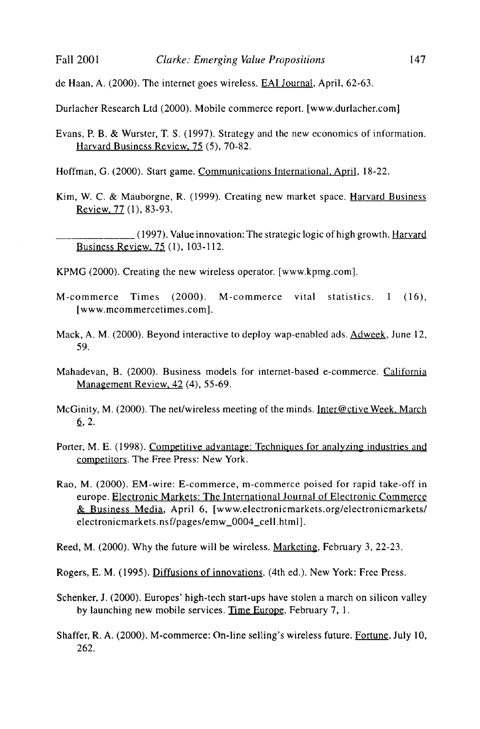de Haan, A. (2000). The internet goes wireless. EAI Journal, April, 62-63.

Durlacher Research Ltd (2000). Mobile commerce report. [www.durlacher.com]

Evans, P. B. & Wurster, T. S. (1997). Strategy and the new economics of information. Harvard Business Review, 75 (5), 70-82.

Hoffman, G. (2000). Start game. Communications International, April, 18-22.

Kim, W. C. & Mauborgne, R. (1999). Creating new market space. Harvard Business Review, 77 (1), 83-93.

_______________ (1997). Value innovation: The strategic logic of high growth. Harvard Business Review, 75 (1), 103-112.

KPMG (2000). Creating the new wireless operator. [www.kpmg.com].

M-commerce Times (2000). M-commerce vital statistics. 1 (16), [www.mcommercetimes.com].

Mack, A. M. (2000). Beyond interactive to deploy wap-enabled ads. Adweek, June 12, 59.

Mahadevan, B. (2000). Business models for internet-based e-commerce. California Management Review, 42 (4), 55-69.

McGinity, M. (2000). The net/wireless meeting of the minds. Inter@ctive Week, March 6, 2.

Porter, M. E. (1998). Competitive advantage: Techniques for analyzing industries and competitors. The Free Press: New York.

Rao, M. (2000). EM-wire: E-commerce, m-commerce poised for rapid take-off in europe. Electronic Markets: The International Journal of Electronic Commerce & Business Media, April 6, [www.electronicmarkets.org/electronicmarkets/electronicmarkets.nsf/pages/emw_0004_cell.html].

Reed, M. (2000). Why the future will be wireless. Marketing, February 3, 22-23.

Rogers, E. M. (1995). Diffusions of innovations. (4th ed.). New York: Free Press.

Schenker, J. (2000). Europes' high-tech start-ups have stolen a march on silicon valley by launching new mobile services. Time Europe, February 7, 1.

Shaffer, R. A. (2000). M-commerce: On-line selling's wireless future. Fortune, July 10, 262.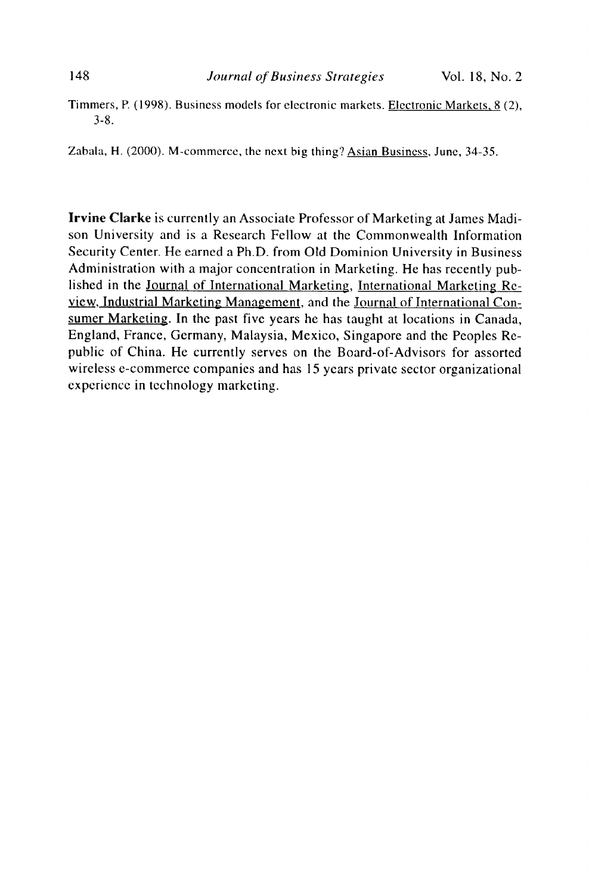Timmers, P. (1998). Business models for electronic markets. Electronic Markets, 8 (2), 3-8.

Zabala, H. (2000). M-commerce, the next big thing? Asian Business, June, 34-35.

**Irvine Clarke** is currently an Associate Professor of Marketing at James Madison University and is a Research Fellow at the Commonwealth Information Security Center. He earned a Ph.D. from Old Dominion University in Business Administration with a major concentration in Marketing. He has recently published in the Journal of International Marketing, International Marketing Review, Industrial Marketing Management, and the Journal of International Consumer Marketing. In the past five years he has taught at locations in Canada, England, France, Germany, Malaysia, Mexico, Singapore and the Peoples Republic of China. He currently serves on the Board-of-Advisors for assorted wireless e-commerce companies and has 15 years private sector organizational experience in technology marketing.